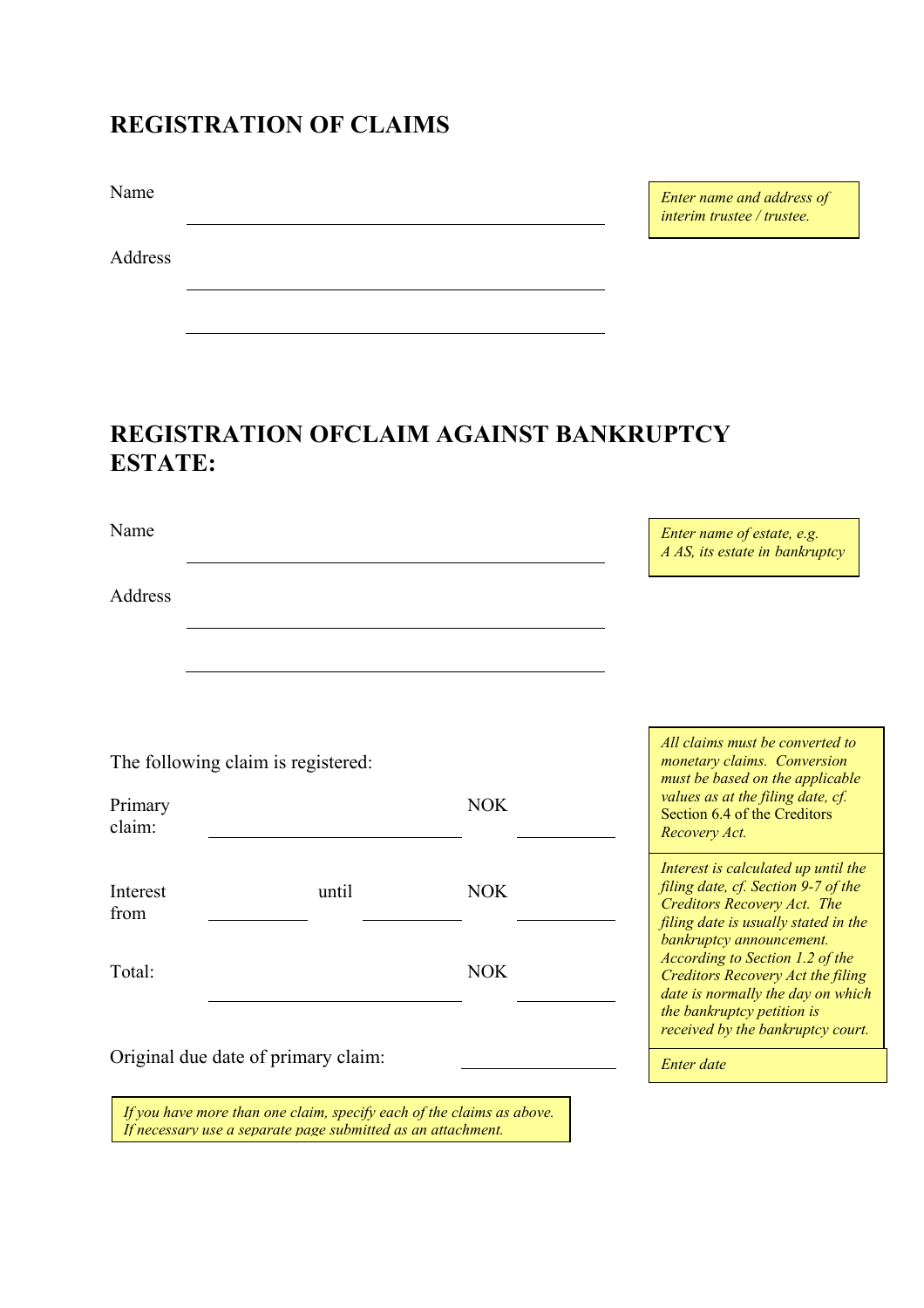# REGISTRATION OF CLAIMS

Name ______________________________________________

*Enter name and address of interim trustee / trustee.*

Address ______________________________________________

______________________________________________

# REGISTRATION OFCLAIM AGAINST BANKRUPTCY ESTATE:

Name ______________________________________________

*Enter name of estate, e.g. A AS, its estate in bankruptcy*

Address ______________________________________________

______________________________________________

The following claim is registered:

*All claims must be converted to monetary claims. Conversion must be based on the applicable values as at the filing date, cf.* Section 6.4 of the Creditors Recovery Act.

Primary claim: ____________________ NOK __________

Interest from __________ until __________ NOK __________

*Interest is calculated up until the filing date, cf. Section 9-7 of the Creditors Recovery Act. The filing date is usually stated in the bankruptcy announcement. According to Section 1.2 of the Creditors Recovery Act the filing date is normally the day on which the bankruptcy petition is received by the bankruptcy court.*

Total: ____________________ NOK __________

Original due date of primary claim: ______________

*Enter date*

*If you have more than one claim, specify each of the claims as above. If necessary use a separate page submitted as an attachment.*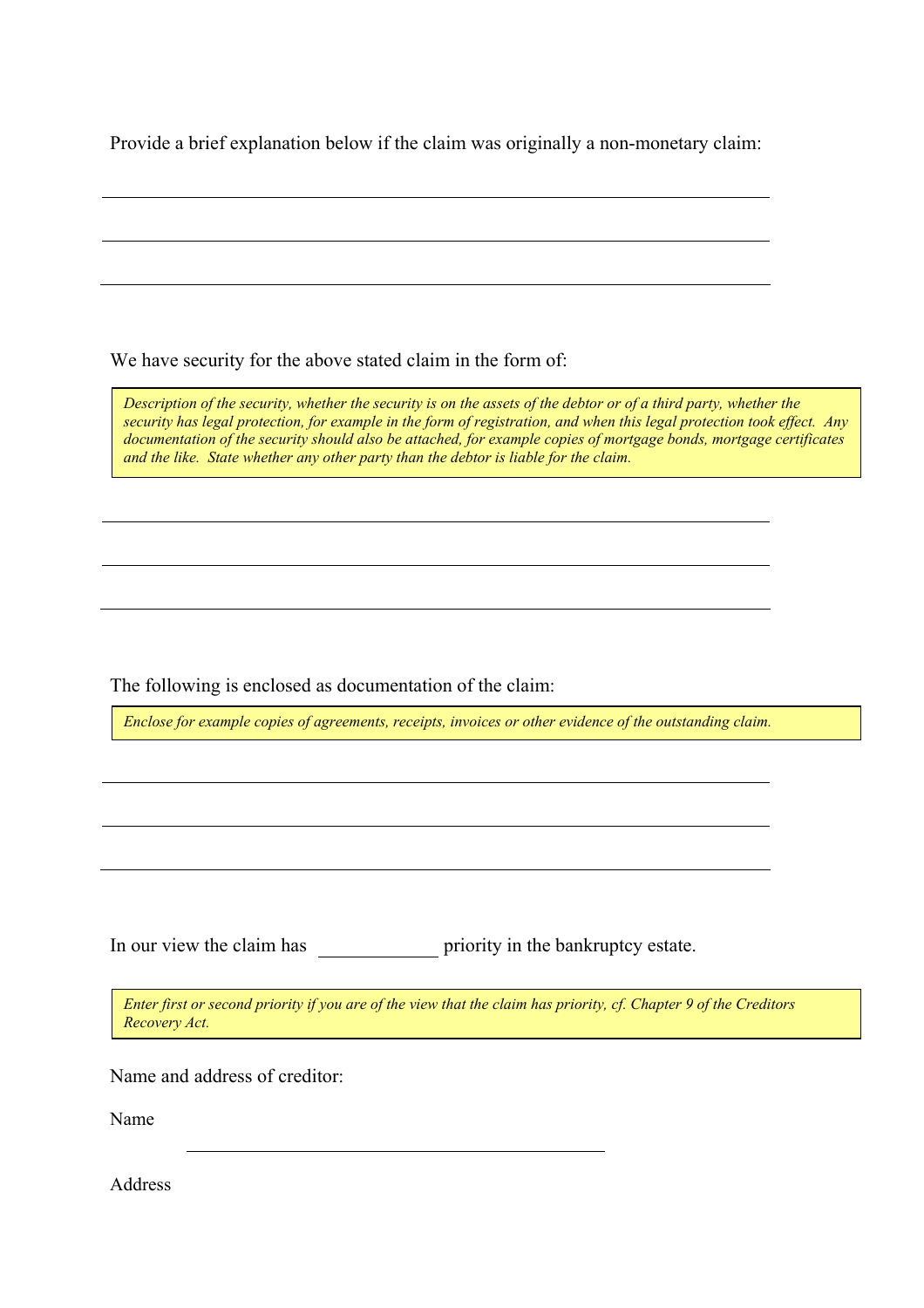Provide a brief explanation below if the claim was originally a non-monetary claim:

\_\_\_\_\_\_\_\_\_\_\_\_\_\_\_\_\_\_\_\_\_\_\_\_\_\_\_\_\_\_\_\_\_\_\_\_\_\_\_\_\_\_\_\_\_\_\_\_\_\_\_\_\_\_\_\_\_\_\_\_\_\_

\_\_\_\_\_\_\_\_\_\_\_\_\_\_\_\_\_\_\_\_\_\_\_\_\_\_\_\_\_\_\_\_\_\_\_\_\_\_\_\_\_\_\_\_\_\_\_\_\_\_\_\_\_\_\_\_\_\_\_\_\_\_

\_\_\_\_\_\_\_\_\_\_\_\_\_\_\_\_\_\_\_\_\_\_\_\_\_\_\_\_\_\_\_\_\_\_\_\_\_\_\_\_\_\_\_\_\_\_\_\_\_\_\_\_\_\_\_\_\_\_\_\_\_\_

We have security for the above stated claim in the form of:

> *Description of the security, whether the security is on the assets of the debtor or of a third party, whether the security has legal protection, for example in the form of registration, and when this legal protection took effect. Any documentation of the security should also be attached, for example copies of mortgage bonds, mortgage certificates and the like. State whether any other party than the debtor is liable for the claim.*

\_\_\_\_\_\_\_\_\_\_\_\_\_\_\_\_\_\_\_\_\_\_\_\_\_\_\_\_\_\_\_\_\_\_\_\_\_\_\_\_\_\_\_\_\_\_\_\_\_\_\_\_\_\_\_\_\_\_\_\_\_\_

\_\_\_\_\_\_\_\_\_\_\_\_\_\_\_\_\_\_\_\_\_\_\_\_\_\_\_\_\_\_\_\_\_\_\_\_\_\_\_\_\_\_\_\_\_\_\_\_\_\_\_\_\_\_\_\_\_\_\_\_\_\_

\_\_\_\_\_\_\_\_\_\_\_\_\_\_\_\_\_\_\_\_\_\_\_\_\_\_\_\_\_\_\_\_\_\_\_\_\_\_\_\_\_\_\_\_\_\_\_\_\_\_\_\_\_\_\_\_\_\_\_\_\_\_

The following is enclosed as documentation of the claim:

> *Enclose for example copies of agreements, receipts, invoices or other evidence of the outstanding claim.*

\_\_\_\_\_\_\_\_\_\_\_\_\_\_\_\_\_\_\_\_\_\_\_\_\_\_\_\_\_\_\_\_\_\_\_\_\_\_\_\_\_\_\_\_\_\_\_\_\_\_\_\_\_\_\_\_\_\_\_\_\_\_

\_\_\_\_\_\_\_\_\_\_\_\_\_\_\_\_\_\_\_\_\_\_\_\_\_\_\_\_\_\_\_\_\_\_\_\_\_\_\_\_\_\_\_\_\_\_\_\_\_\_\_\_\_\_\_\_\_\_\_\_\_\_

\_\_\_\_\_\_\_\_\_\_\_\_\_\_\_\_\_\_\_\_\_\_\_\_\_\_\_\_\_\_\_\_\_\_\_\_\_\_\_\_\_\_\_\_\_\_\_\_\_\_\_\_\_\_\_\_\_\_\_\_\_\_

In our view the claim has \_\_\_\_\_\_\_\_\_\_\_\_ priority in the bankruptcy estate.

> *Enter first or second priority if you are of the view that the claim has priority, cf. Chapter 9 of the Creditors Recovery Act.*

Name and address of creditor:

Name \_\_\_\_\_\_\_\_\_\_\_\_\_\_\_\_\_\_\_\_\_\_\_\_\_\_\_\_\_\_\_\_\_\_\_\_\_\_\_\_

Address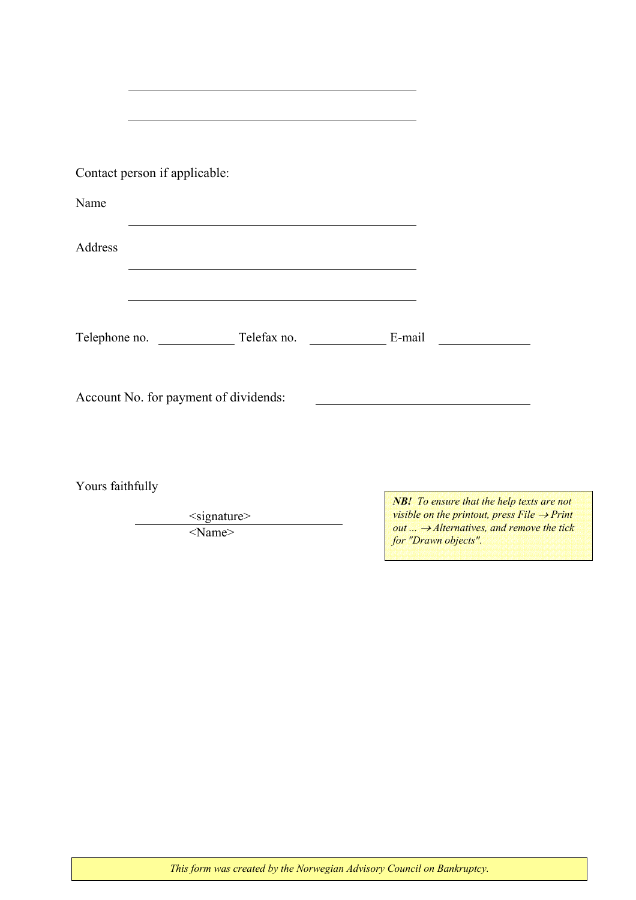\_\_\_\_\_\_\_\_\_\_\_\_\_\_\_\_\_\_\_\_\_\_\_\_\_\_\_\_\_\_\_\_\_\_\_\_\_\_\_\_

\_\_\_\_\_\_\_\_\_\_\_\_\_\_\_\_\_\_\_\_\_\_\_\_\_\_\_\_\_\_\_\_\_\_\_\_\_\_\_\_

Contact person if applicable:

Name \_\_\_\_\_\_\_\_\_\_\_\_\_\_\_\_\_\_\_\_\_\_\_\_\_\_\_\_\_\_\_\_\_\_\_\_\_\_\_\_

Address \_\_\_\_\_\_\_\_\_\_\_\_\_\_\_\_\_\_\_\_\_\_\_\_\_\_\_\_\_\_\_\_\_\_\_\_\_\_\_\_

\_\_\_\_\_\_\_\_\_\_\_\_\_\_\_\_\_\_\_\_\_\_\_\_\_\_\_\_\_\_\_\_\_\_\_\_\_\_\_\_

Telephone no. \_\_\_\_\_\_\_\_\_\_ Telefax no. \_\_\_\_\_\_\_\_\_\_ E-mail \_\_\_\_\_\_\_\_\_\_\_\_

Account No. for payment of dividends: \_\_\_\_\_\_\_\_\_\_\_\_\_\_\_\_\_\_\_\_\_\_\_\_\_\_\_\_\_\_

Yours faithfully

<signature>

<Name>

***NB!*** *To ensure that the help texts are not visible on the printout, press File → Print out ... → Alternatives, and remove the tick for "Drawn objects".*

*This form was created by the Norwegian Advisory Council on Bankruptcy.*